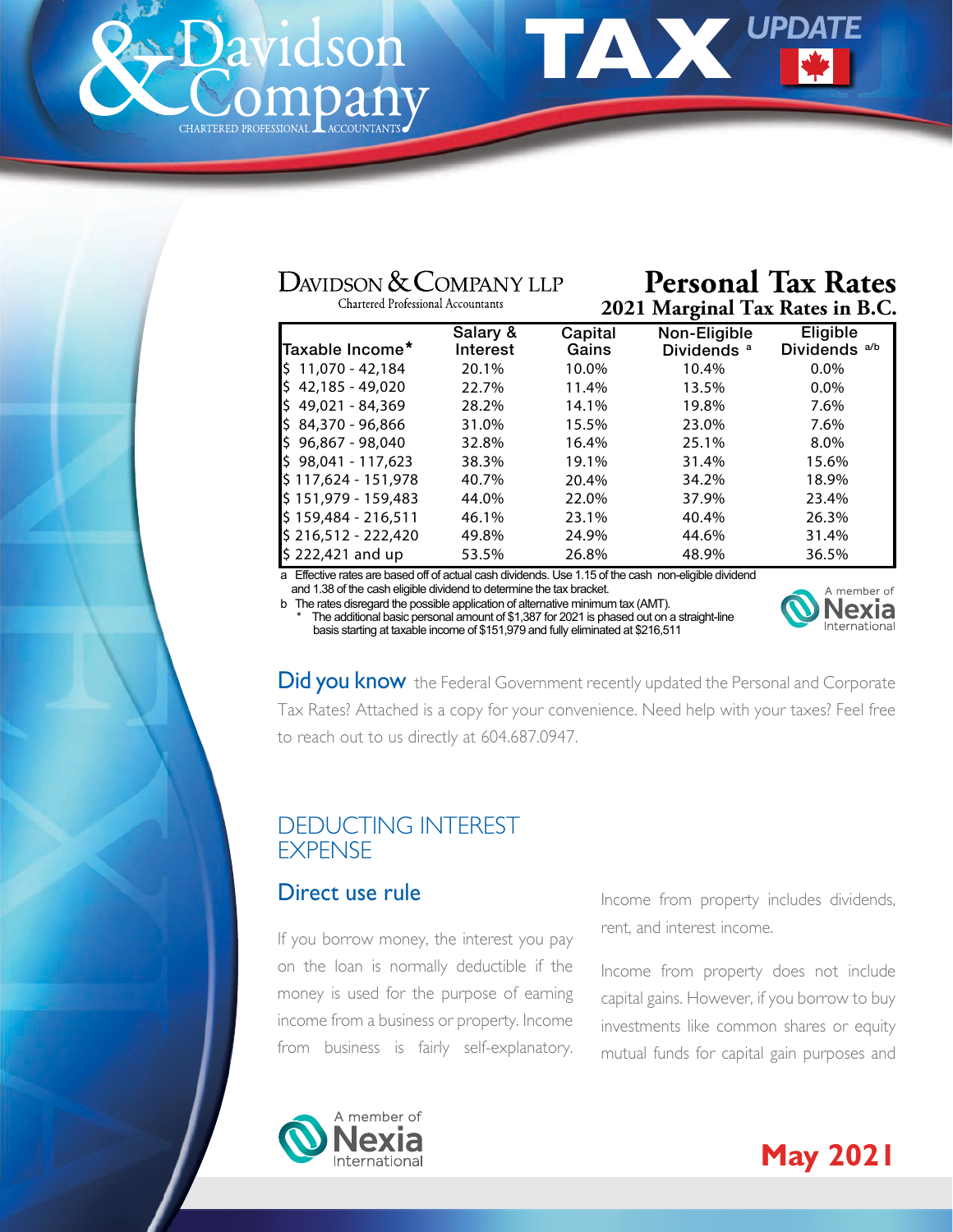# Davidson & Company

CHARTERED PROFESSIONAL ACCOUNTANTS

# TAX UPDATE

DAVIDSON & COMPANY LLP
Chartered Professional Accountants

## Personal Tax Rates

### 2021 Marginal Tax Rates in B.C.

| Taxable Income* | Salary & Interest | Capital Gains | Non-Eligible Dividends [a] | Eligible Dividends [a/b] |
|---|---|---|---|---|
| $ 11,070 - 42,184 | 20.1% | 10.0% | 10.4% | 0.0% |
| $ 42,185 - 49,020 | 22.7% | 11.4% | 13.5% | 0.0% |
| $ 49,021 - 84,369 | 28.2% | 14.1% | 19.8% | 7.6% |
| $ 84,370 - 96,866 | 31.0% | 15.5% | 23.0% | 7.6% |
| $ 96,867 - 98,040 | 32.8% | 16.4% | 25.1% | 8.0% |
| $ 98,041 - 117,623 | 38.3% | 19.1% | 31.4% | 15.6% |
| $ 117,624 - 151,978 | 40.7% | 20.4% | 34.2% | 18.9% |
| $ 151,979 - 159,483 | 44.0% | 22.0% | 37.9% | 23.4% |
| $ 159,484 - 216,511 | 46.1% | 23.1% | 40.4% | 26.3% |
| $ 216,512 - 222,420 | 49.8% | 24.9% | 44.6% | 31.4% |
| $ 222,421 and up | 53.5% | 26.8% | 48.9% | 36.5% |

a Effective rates are based off of actual cash dividends. Use 1.15 of the cash non-eligible dividend and 1.38 of the cash eligible dividend to determine the tax bracket.

b The rates disregard the possible application of alternative minimum tax (AMT).

\* The additional basic personal amount of $1,387 for 2021 is phased out on a straight-line basis starting at taxable income of $151,979 and fully eliminated at $216,511

A member of Nexia International

**Did you know** the Federal Government recently updated the Personal and Corporate Tax Rates? Attached is a copy for your convenience. Need help with your taxes? Feel free to reach out to us directly at 604.687.0947.

## DEDUCTING INTEREST EXPENSE

### Direct use rule

If you borrow money, the interest you pay on the loan is normally deductible if the money is used for the purpose of earning income from a business or property. Income from business is fairly self-explanatory. Income from property includes dividends, rent, and interest income.

Income from property does not include capital gains. However, if you borrow to buy investments like common shares or equity mutual funds for capital gain purposes and

A member of Nexia International

**May 2021**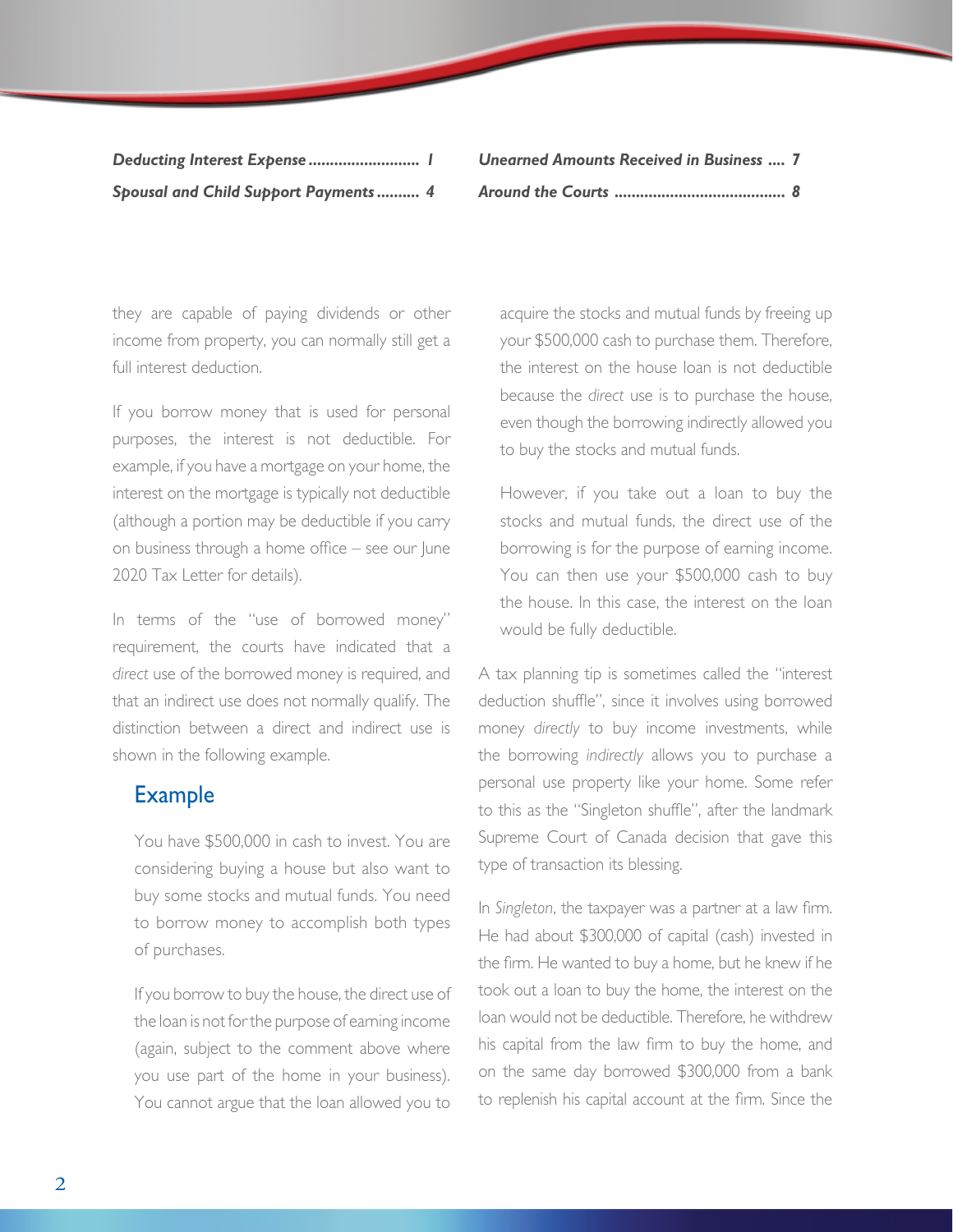| | |
|---|---|
| ***Deducting Interest Expense*** ........................... 1 | ***Unearned Amounts Received in Business*** .... 7 |
| ***Spousal and Child Support Payments*** .......... 4 | ***Around the Courts*** ........................................ 8 |

they are capable of paying dividends or other income from property, you can normally still get a full interest deduction.

If you borrow money that is used for personal purposes, the interest is not deductible. For example, if you have a mortgage on your home, the interest on the mortgage is typically not deductible (although a portion may be deductible if you carry on business through a home office – see our June 2020 Tax Letter for details).

In terms of the "use of borrowed money" requirement, the courts have indicated that a *direct* use of the borrowed money is required, and that an indirect use does not normally qualify. The distinction between a direct and indirect use is shown in the following example.

## Example

You have $500,000 in cash to invest. You are considering buying a house but also want to buy some stocks and mutual funds. You need to borrow money to accomplish both types of purchases.

If you borrow to buy the house, the direct use of the loan is not for the purpose of earning income (again, subject to the comment above where you use part of the home in your business). You cannot argue that the loan allowed you to acquire the stocks and mutual funds by freeing up your $500,000 cash to purchase them. Therefore, the interest on the house loan is not deductible because the *direct* use is to purchase the house, even though the borrowing indirectly allowed you to buy the stocks and mutual funds.

However, if you take out a loan to buy the stocks and mutual funds, the direct use of the borrowing is for the purpose of earning income. You can then use your $500,000 cash to buy the house. In this case, the interest on the loan would be fully deductible.

A tax planning tip is sometimes called the "interest deduction shuffle", since it involves using borrowed money *directly* to buy income investments, while the borrowing *indirectly* allows you to purchase a personal use property like your home. Some refer to this as the "Singleton shuffle", after the landmark Supreme Court of Canada decision that gave this type of transaction its blessing.

In *Singleton*, the taxpayer was a partner at a law firm. He had about $300,000 of capital (cash) invested in the firm. He wanted to buy a home, but he knew if he took out a loan to buy the home, the interest on the loan would not be deductible. Therefore, he withdrew his capital from the law firm to buy the home, and on the same day borrowed $300,000 from a bank to replenish his capital account at the firm. Since the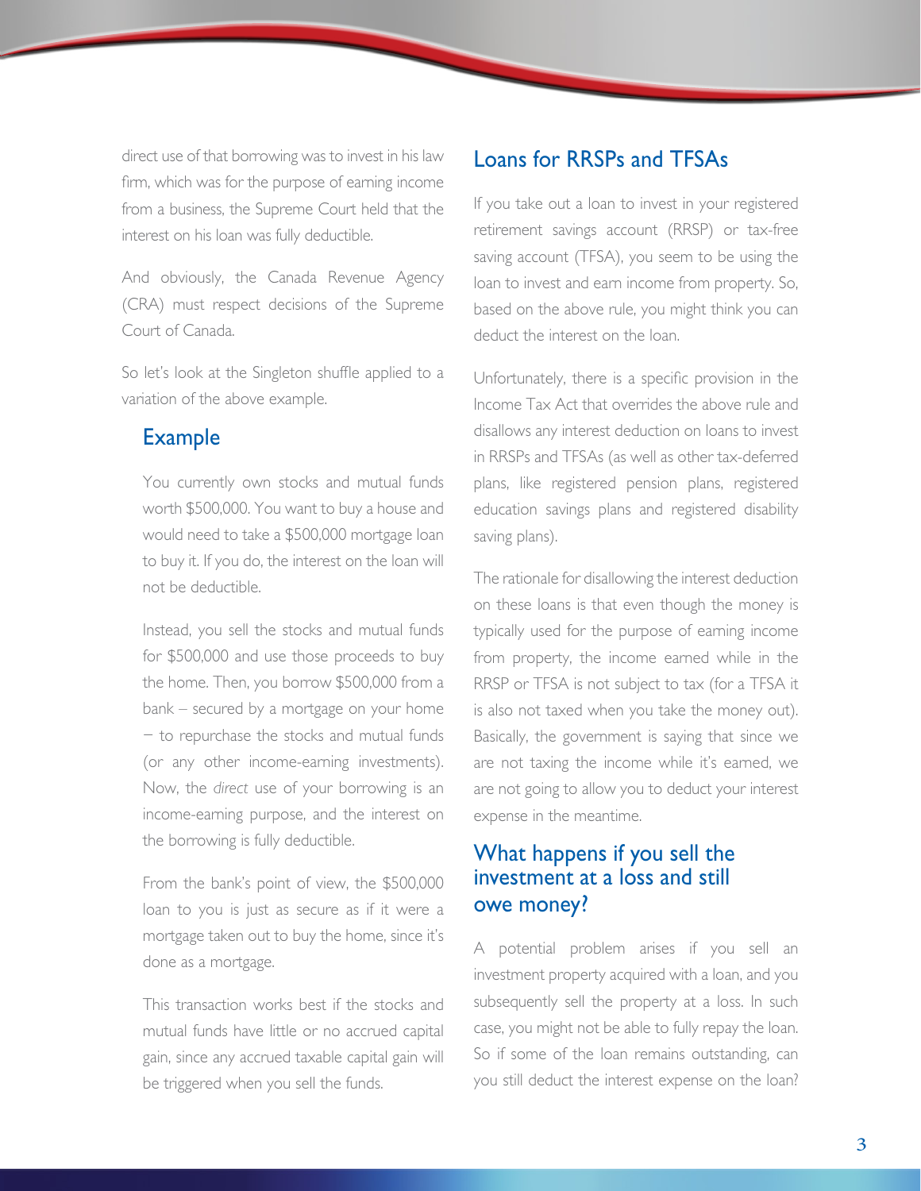direct use of that borrowing was to invest in his law firm, which was for the purpose of earning income from a business, the Supreme Court held that the interest on his loan was fully deductible.

And obviously, the Canada Revenue Agency (CRA) must respect decisions of the Supreme Court of Canada.

So let's look at the Singleton shuffle applied to a variation of the above example.

### Example

You currently own stocks and mutual funds worth $500,000. You want to buy a house and would need to take a $500,000 mortgage loan to buy it. If you do, the interest on the loan will not be deductible.

Instead, you sell the stocks and mutual funds for $500,000 and use those proceeds to buy the home. Then, you borrow $500,000 from a bank – secured by a mortgage on your home – to repurchase the stocks and mutual funds (or any other income-earning investments). Now, the *direct* use of your borrowing is an income-earning purpose, and the interest on the borrowing is fully deductible.

From the bank's point of view, the $500,000 loan to you is just as secure as if it were a mortgage taken out to buy the home, since it's done as a mortgage.

This transaction works best if the stocks and mutual funds have little or no accrued capital gain, since any accrued taxable capital gain will be triggered when you sell the funds.

## Loans for RRSPs and TFSAs

If you take out a loan to invest in your registered retirement savings account (RRSP) or tax-free saving account (TFSA), you seem to be using the loan to invest and earn income from property. So, based on the above rule, you might think you can deduct the interest on the loan.

Unfortunately, there is a specific provision in the Income Tax Act that overrides the above rule and disallows any interest deduction on loans to invest in RRSPs and TFSAs (as well as other tax-deferred plans, like registered pension plans, registered education savings plans and registered disability saving plans).

The rationale for disallowing the interest deduction on these loans is that even though the money is typically used for the purpose of earning income from property, the income earned while in the RRSP or TFSA is not subject to tax (for a TFSA it is also not taxed when you take the money out). Basically, the government is saying that since we are not taxing the income while it's earned, we are not going to allow you to deduct your interest expense in the meantime.

## What happens if you sell the investment at a loss and still owe money?

A potential problem arises if you sell an investment property acquired with a loan, and you subsequently sell the property at a loss. In such case, you might not be able to fully repay the loan. So if some of the loan remains outstanding, can you still deduct the interest expense on the loan?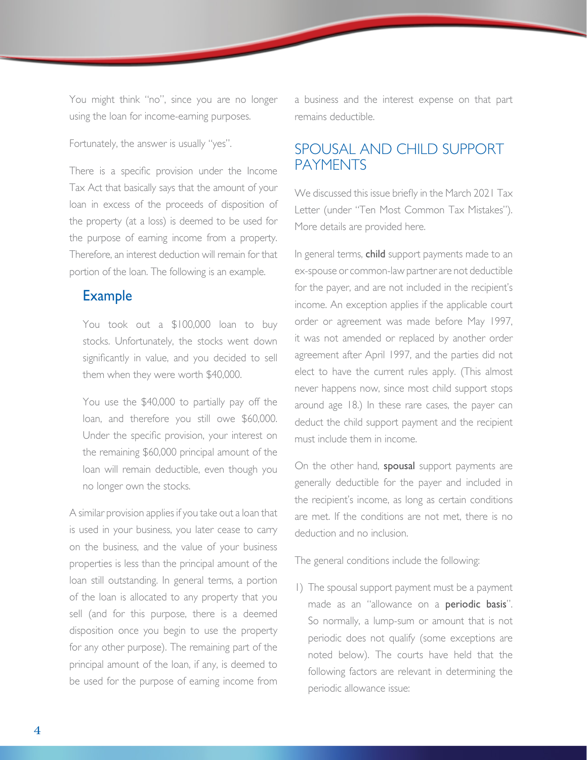You might think "no", since you are no longer using the loan for income-earning purposes.

Fortunately, the answer is usually "yes".

There is a specific provision under the Income Tax Act that basically says that the amount of your loan in excess of the proceeds of disposition of the property (at a loss) is deemed to be used for the purpose of earning income from a property. Therefore, an interest deduction will remain for that portion of the loan. The following is an example.

### Example

You took out a $100,000 loan to buy stocks. Unfortunately, the stocks went down significantly in value, and you decided to sell them when they were worth $40,000.

You use the $40,000 to partially pay off the loan, and therefore you still owe $60,000. Under the specific provision, your interest on the remaining $60,000 principal amount of the loan will remain deductible, even though you no longer own the stocks.

A similar provision applies if you take out a loan that is used in your business, you later cease to carry on the business, and the value of your business properties is less than the principal amount of the loan still outstanding. In general terms, a portion of the loan is allocated to any property that you sell (and for this purpose, there is a deemed disposition once you begin to use the property for any other purpose). The remaining part of the principal amount of the loan, if any, is deemed to be used for the purpose of earning income from a business and the interest expense on that part remains deductible.

## SPOUSAL AND CHILD SUPPORT PAYMENTS

We discussed this issue briefly in the March 2021 Tax Letter (under "Ten Most Common Tax Mistakes"). More details are provided here.

In general terms, **child** support payments made to an ex-spouse or common-law partner are not deductible for the payer, and are not included in the recipient's income. An exception applies if the applicable court order or agreement was made before May 1997, it was not amended or replaced by another order agreement after April 1997, and the parties did not elect to have the current rules apply. (This almost never happens now, since most child support stops around age 18.) In these rare cases, the payer can deduct the child support payment and the recipient must include them in income.

On the other hand, **spousal** support payments are generally deductible for the payer and included in the recipient's income, as long as certain conditions are met. If the conditions are not met, there is no deduction and no inclusion.

The general conditions include the following:

1) The spousal support payment must be a payment made as an "allowance on a **periodic basis**". So normally, a lump-sum or amount that is not periodic does not qualify (some exceptions are noted below). The courts have held that the following factors are relevant in determining the periodic allowance issue: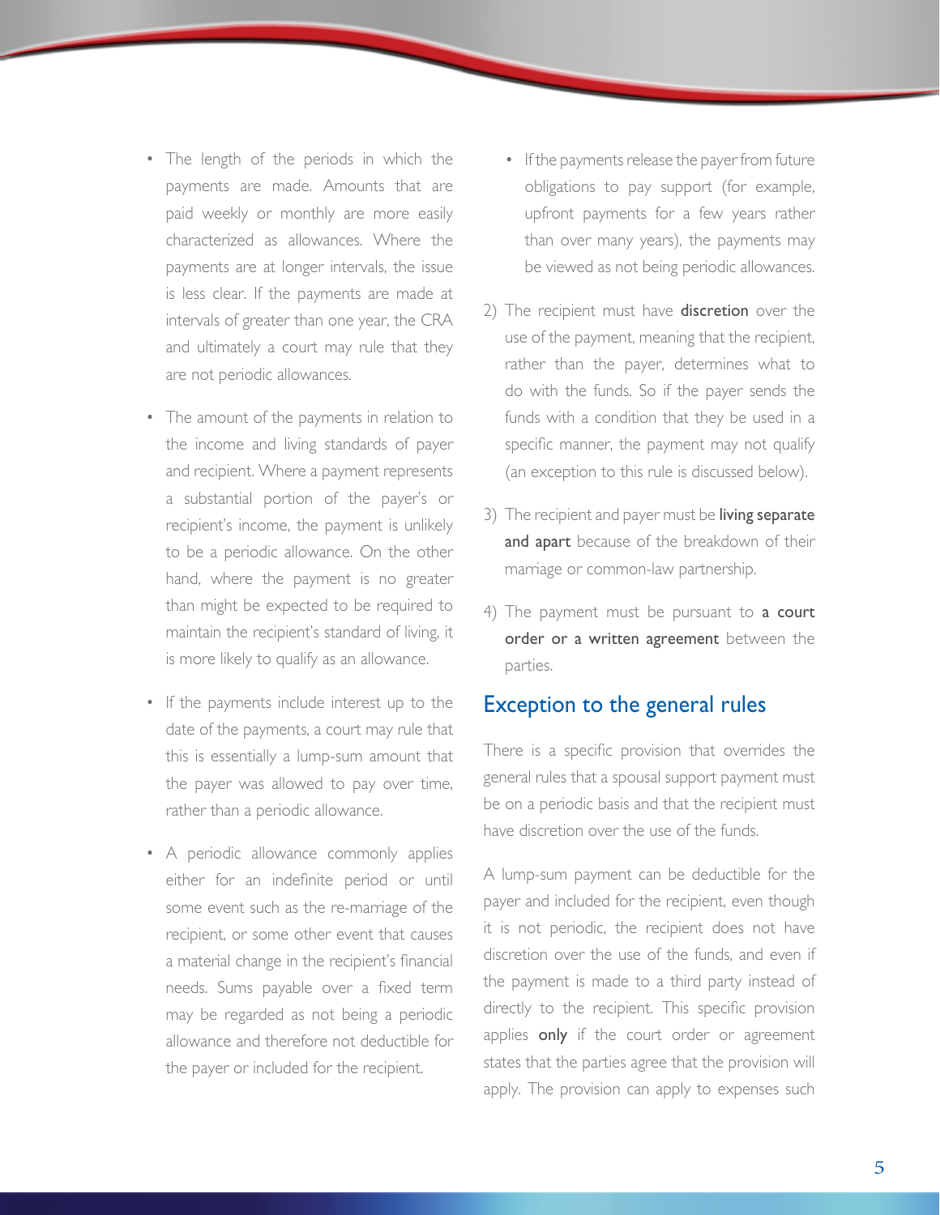- The length of the periods in which the payments are made. Amounts that are paid weekly or monthly are more easily characterized as allowances. Where the payments are at longer intervals, the issue is less clear. If the payments are made at intervals of greater than one year, the CRA and ultimately a court may rule that they are not periodic allowances.
- The amount of the payments in relation to the income and living standards of payer and recipient. Where a payment represents a substantial portion of the payer's or recipient's income, the payment is unlikely to be a periodic allowance. On the other hand, where the payment is no greater than might be expected to be required to maintain the recipient's standard of living, it is more likely to qualify as an allowance.
- If the payments include interest up to the date of the payments, a court may rule that this is essentially a lump-sum amount that the payer was allowed to pay over time, rather than a periodic allowance.
- A periodic allowance commonly applies either for an indefinite period or until some event such as the re-marriage of the recipient, or some other event that causes a material change in the recipient's financial needs. Sums payable over a fixed term may be regarded as not being a periodic allowance and therefore not deductible for the payer or included for the recipient.
- If the payments release the payer from future obligations to pay support (for example, upfront payments for a few years rather than over many years), the payments may be viewed as not being periodic allowances.

2) The recipient must have **discretion** over the use of the payment, meaning that the recipient, rather than the payer, determines what to do with the funds. So if the payer sends the funds with a condition that they be used in a specific manner, the payment may not qualify (an exception to this rule is discussed below).

3) The recipient and payer must be **living separate and apart** because of the breakdown of their marriage or common-law partnership.

4) The payment must be pursuant to **a court order or a written agreement** between the parties.

## Exception to the general rules

There is a specific provision that overrides the general rules that a spousal support payment must be on a periodic basis and that the recipient must have discretion over the use of the funds.

A lump-sum payment can be deductible for the payer and included for the recipient, even though it is not periodic, the recipient does not have discretion over the use of the funds, and even if the payment is made to a third party instead of directly to the recipient. This specific provision applies **only** if the court order or agreement states that the parties agree that the provision will apply. The provision can apply to expenses such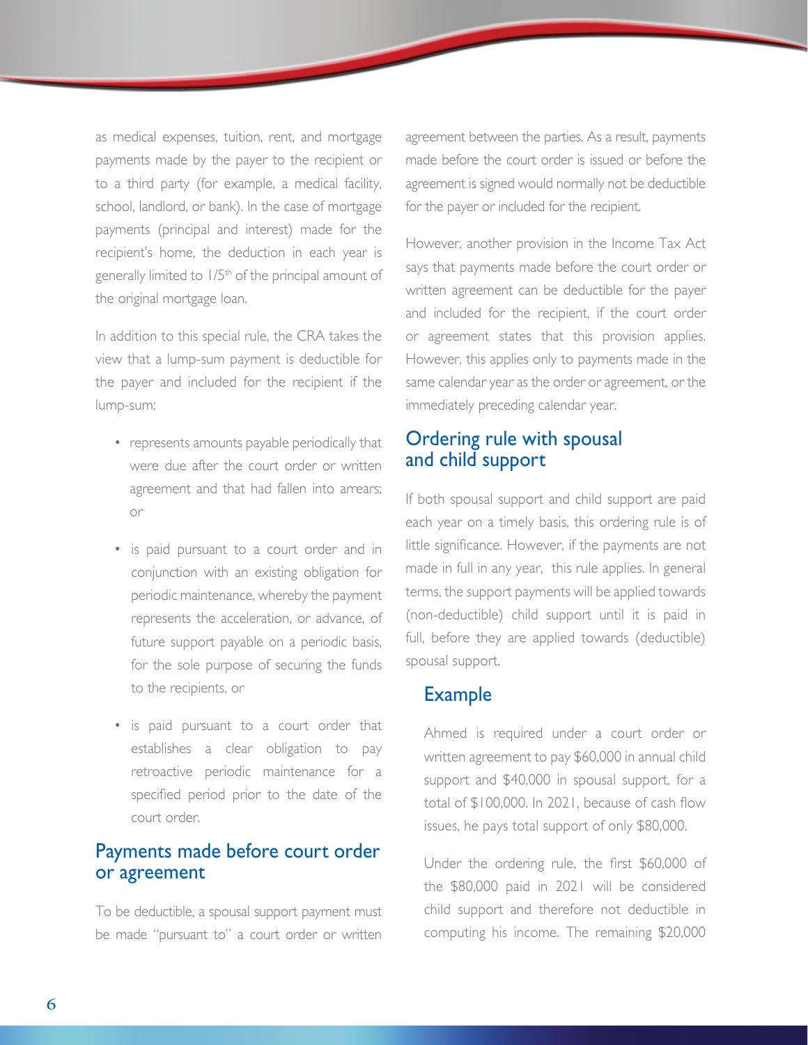as medical expenses, tuition, rent, and mortgage payments made by the payer to the recipient or to a third party (for example, a medical facility, school, landlord, or bank). In the case of mortgage payments (principal and interest) made for the recipient's home, the deduction in each year is generally limited to 1/5th of the principal amount of the original mortgage loan.

In addition to this special rule, the CRA takes the view that a lump-sum payment is deductible for the payer and included for the recipient if the lump-sum:

- represents amounts payable periodically that were due after the court order or written agreement and that had fallen into arrears; or
- is paid pursuant to a court order and in conjunction with an existing obligation for periodic maintenance, whereby the payment represents the acceleration, or advance, of future support payable on a periodic basis, for the sole purpose of securing the funds to the recipients, or
- is paid pursuant to a court order that establishes a clear obligation to pay retroactive periodic maintenance for a specified period prior to the date of the court order.

## Payments made before court order or agreement

To be deductible, a spousal support payment must be made "pursuant to" a court order or written agreement between the parties. As a result, payments made before the court order is issued or before the agreement is signed would normally not be deductible for the payer or included for the recipient.

However, another provision in the Income Tax Act says that payments made before the court order or written agreement can be deductible for the payer and included for the recipient, if the court order or agreement states that this provision applies. However, this applies only to payments made in the same calendar year as the order or agreement, or the immediately preceding calendar year.

## Ordering rule with spousal and child support

If both spousal support and child support are paid each year on a timely basis, this ordering rule is of little significance. However, if the payments are not made in full in any year, this rule applies. In general terms, the support payments will be applied towards (non-deductible) child support until it is paid in full, before they are applied towards (deductible) spousal support.

### Example

Ahmed is required under a court order or written agreement to pay $60,000 in annual child support and $40,000 in spousal support, for a total of $100,000. In 2021, because of cash flow issues, he pays total support of only $80,000.

Under the ordering rule, the first $60,000 of the $80,000 paid in 2021 will be considered child support and therefore not deductible in computing his income. The remaining $20,000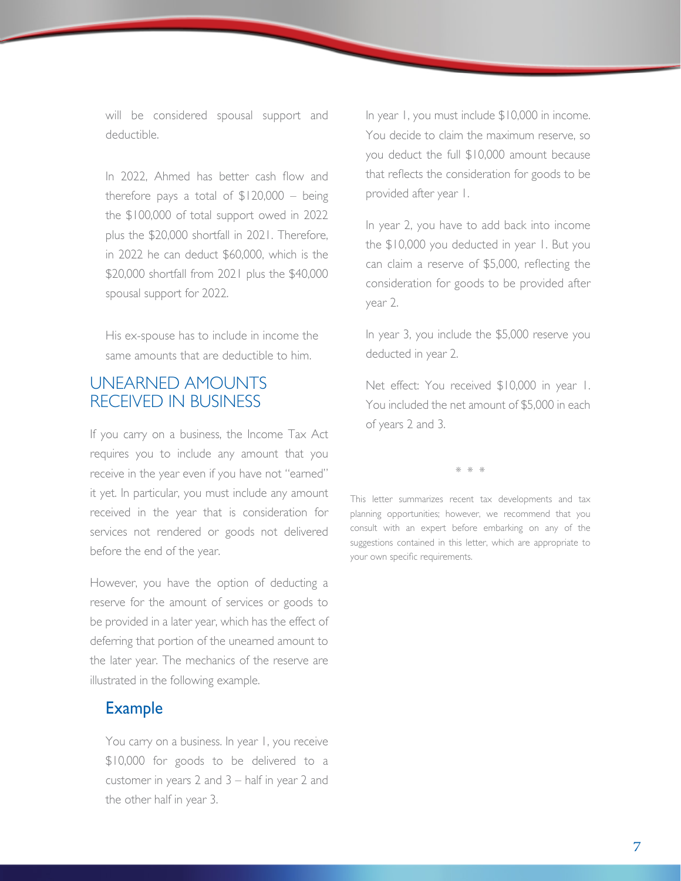will be considered spousal support and deductible.

In 2022, Ahmed has better cash flow and therefore pays a total of $120,000 – being the $100,000 of total support owed in 2022 plus the $20,000 shortfall in 2021. Therefore, in 2022 he can deduct $60,000, which is the $20,000 shortfall from 2021 plus the $40,000 spousal support for 2022.

His ex-spouse has to include in income the same amounts that are deductible to him.

## UNEARNED AMOUNTS RECEIVED IN BUSINESS

If you carry on a business, the Income Tax Act requires you to include any amount that you receive in the year even if you have not "earned" it yet. In particular, you must include any amount received in the year that is consideration for services not rendered or goods not delivered before the end of the year.

However, you have the option of deducting a reserve for the amount of services or goods to be provided in a later year, which has the effect of deferring that portion of the unearned amount to the later year. The mechanics of the reserve are illustrated in the following example.

### Example

You carry on a business. In year 1, you receive $10,000 for goods to be delivered to a customer in years 2 and 3 – half in year 2 and the other half in year 3.

In year 1, you must include $10,000 in income. You decide to claim the maximum reserve, so you deduct the full $10,000 amount because that reflects the consideration for goods to be provided after year 1.

In year 2, you have to add back into income the $10,000 you deducted in year 1. But you can claim a reserve of $5,000, reflecting the consideration for goods to be provided after year 2.

In year 3, you include the $5,000 reserve you deducted in year 2.

Net effect: You received $10,000 in year 1. You included the net amount of $5,000 in each of years 2 and 3.

\* \* \*

This letter summarizes recent tax developments and tax planning opportunities; however, we recommend that you consult with an expert before embarking on any of the suggestions contained in this letter, which are appropriate to your own specific requirements.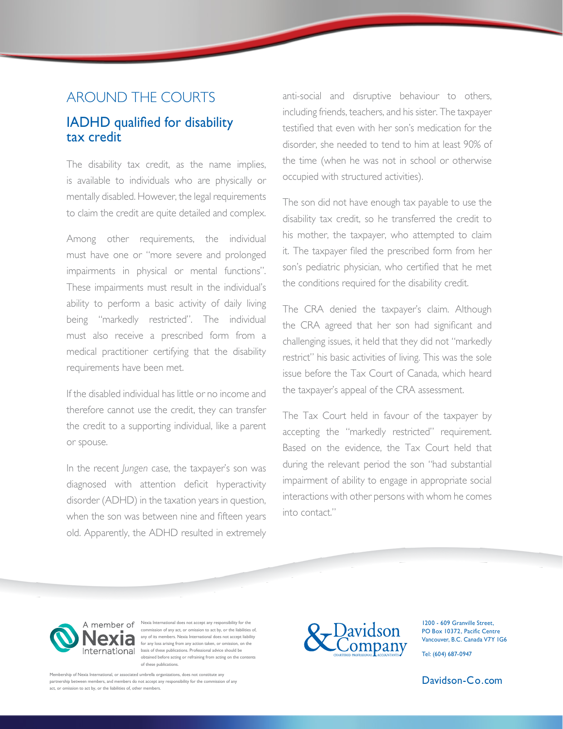## AROUND THE COURTS

### IADHD qualified for disability tax credit

The disability tax credit, as the name implies, is available to individuals who are physically or mentally disabled. However, the legal requirements to claim the credit are quite detailed and complex.

Among other requirements, the individual must have one or "more severe and prolonged impairments in physical or mental functions". These impairments must result in the individual's ability to perform a basic activity of daily living being "markedly restricted". The individual must also receive a prescribed form from a medical practitioner certifying that the disability requirements have been met.

If the disabled individual has little or no income and therefore cannot use the credit, they can transfer the credit to a supporting individual, like a parent or spouse.

In the recent *Jungen* case, the taxpayer's son was diagnosed with attention deficit hyperactivity disorder (ADHD) in the taxation years in question, when the son was between nine and fifteen years old. Apparently, the ADHD resulted in extremely anti-social and disruptive behaviour to others, including friends, teachers, and his sister. The taxpayer testified that even with her son's medication for the disorder, she needed to tend to him at least 90% of the time (when he was not in school or otherwise occupied with structured activities).

The son did not have enough tax payable to use the disability tax credit, so he transferred the credit to his mother, the taxpayer, who attempted to claim it. The taxpayer filed the prescribed form from her son's pediatric physician, who certified that he met the conditions required for the disability credit.

The CRA denied the taxpayer's claim. Although the CRA agreed that her son had significant and challenging issues, it held that they did not "markedly restrict" his basic activities of living. This was the sole issue before the Tax Court of Canada, which heard the taxpayer's appeal of the CRA assessment.

The Tax Court held in favour of the taxpayer by accepting the "markedly restricted" requirement. Based on the evidence, the Tax Court held that during the relevant period the son "had substantial impairment of ability to engage in appropriate social interactions with other persons with whom he comes into contact."

A member of Nexia International

Nexia International does not accept any responsibility for the commission of any act, or omission to act by, or the liabilities of, any of its members. Nexia International does not accept liability for any loss arising from any action taken, or omission, on the basis of these publications. Professional advice should be obtained before acting or refraining from acting on the contents of these publications.

Membership of Nexia International, or associated umbrella organizations, does not constitute any partnership between members, and members do not accept any responsibility for the commission of any act, or omission to act by, or the liabilities of, other members.

Davidson & Company
CHARTERED PROFESSIONAL ACCOUNTANTS

1200 - 609 Granville Street,
PO Box 10372, Pacific Centre
Vancouver, B.C. Canada V7Y 1G6

Tel: (604) 687-0947

Davidson-Co.com